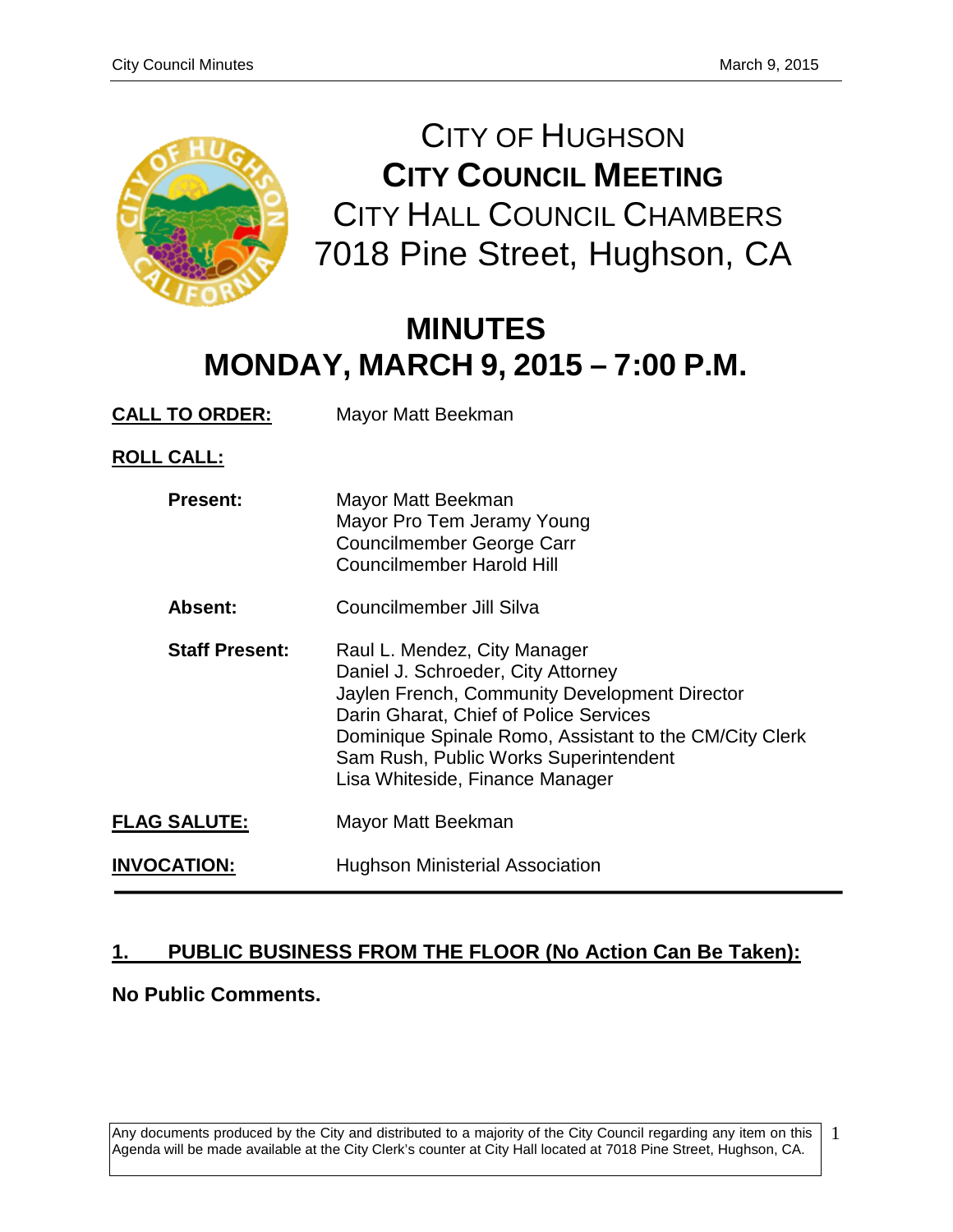# CITY OF HUGHSON
## CITY COUNCIL MEETING
### CITY HALL COUNCIL CHAMBERS
### 7018 Pine Street, Hughson, CA

# MINUTES
## MONDAY, MARCH 9, 2015 – 7:00 P.M.

**CALL TO ORDER:** Mayor Matt Beekman

**ROLL CALL:**

**Present:**
Mayor Matt Beekman
Mayor Pro Tem Jeramy Young
Councilmember George Carr
Councilmember Harold Hill

**Absent:**
Councilmember Jill Silva

**Staff Present:**
Raul L. Mendez, City Manager
Daniel J. Schroeder, City Attorney
Jaylen French, Community Development Director
Darin Gharat, Chief of Police Services
Dominique Spinale Romo, Assistant to the CM/City Clerk
Sam Rush, Public Works Superintendent
Lisa Whiteside, Finance Manager

**FLAG SALUTE:** Mayor Matt Beekman

**INVOCATION:** Hughson Ministerial Association

---

## 1. PUBLIC BUSINESS FROM THE FLOOR (No Action Can Be Taken):

**No Public Comments.**

Any documents produced by the City and distributed to a majority of the City Council regarding any item on this Agenda will be made available at the City Clerk's counter at City Hall located at 7018 Pine Street, Hughson, CA.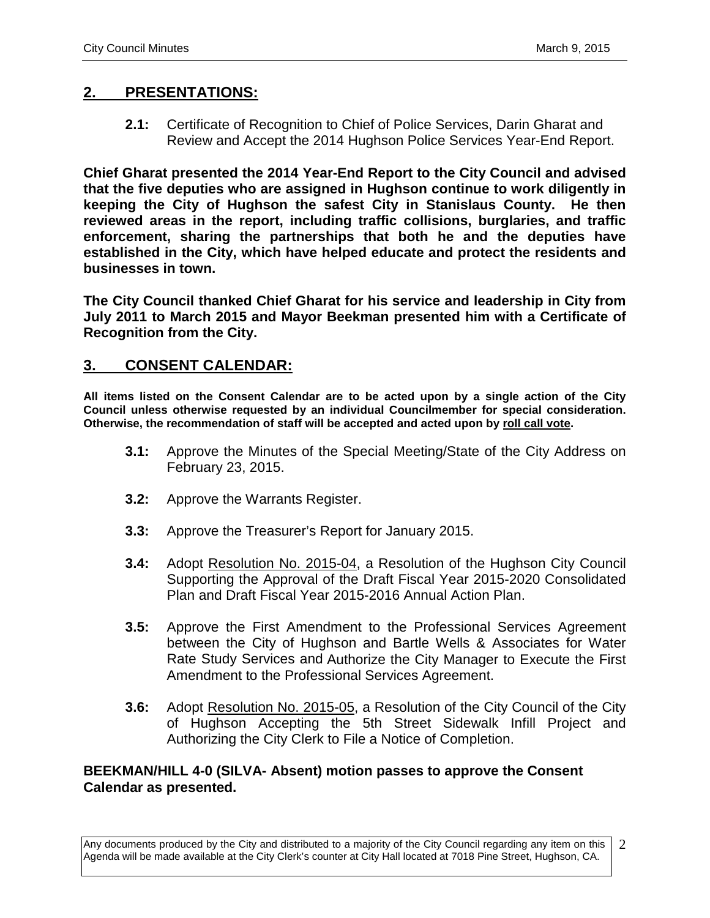## 2. PRESENTATIONS:

**2.1:** Certificate of Recognition to Chief of Police Services, Darin Gharat and Review and Accept the 2014 Hughson Police Services Year-End Report.

**Chief Gharat presented the 2014 Year-End Report to the City Council and advised that the five deputies who are assigned in Hughson continue to work diligently in keeping the City of Hughson the safest City in Stanislaus County. He then reviewed areas in the report, including traffic collisions, burglaries, and traffic enforcement, sharing the partnerships that both he and the deputies have established in the City, which have helped educate and protect the residents and businesses in town.**

**The City Council thanked Chief Gharat for his service and leadership in City from July 2011 to March 2015 and Mayor Beekman presented him with a Certificate of Recognition from the City.**

## 3. CONSENT CALENDAR:

**All items listed on the Consent Calendar are to be acted upon by a single action of the City Council unless otherwise requested by an individual Councilmember for special consideration. Otherwise, the recommendation of staff will be accepted and acted upon by roll call vote.**

**3.1:** Approve the Minutes of the Special Meeting/State of the City Address on February 23, 2015.

**3.2:** Approve the Warrants Register.

**3.3:** Approve the Treasurer's Report for January 2015.

**3.4:** Adopt Resolution No. 2015-04, a Resolution of the Hughson City Council Supporting the Approval of the Draft Fiscal Year 2015-2020 Consolidated Plan and Draft Fiscal Year 2015-2016 Annual Action Plan.

**3.5:** Approve the First Amendment to the Professional Services Agreement between the City of Hughson and Bartle Wells & Associates for Water Rate Study Services and Authorize the City Manager to Execute the First Amendment to the Professional Services Agreement.

**3.6:** Adopt Resolution No. 2015-05, a Resolution of the City Council of the City of Hughson Accepting the 5th Street Sidewalk Infill Project and Authorizing the City Clerk to File a Notice of Completion.

**BEEKMAN/HILL 4-0 (SILVA- Absent) motion passes to approve the Consent Calendar as presented.**

Any documents produced by the City and distributed to a majority of the City Council regarding any item on this Agenda will be made available at the City Clerk's counter at City Hall located at 7018 Pine Street, Hughson, CA.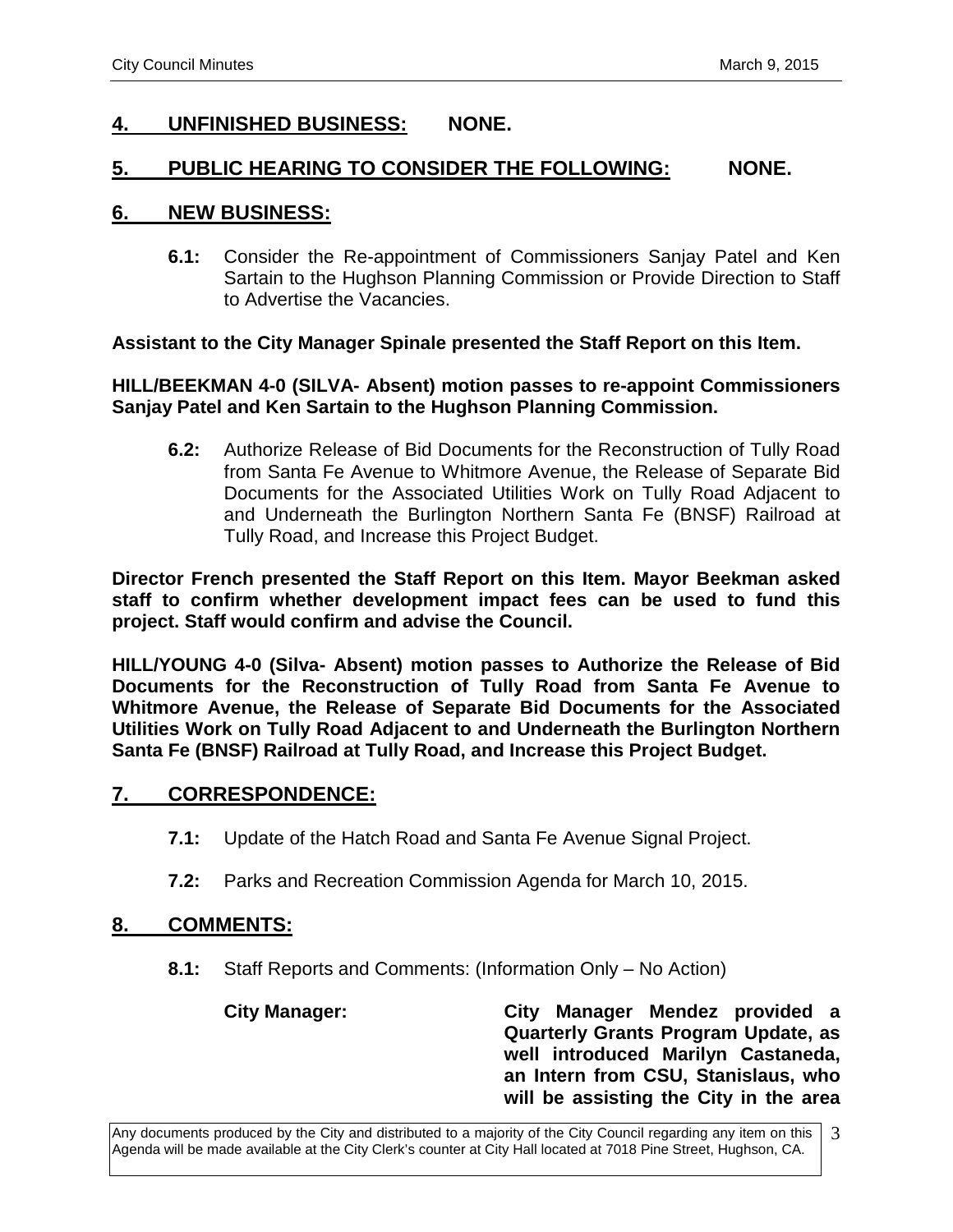## 4. UNFINISHED BUSINESS: NONE.

## 5. PUBLIC HEARING TO CONSIDER THE FOLLOWING: NONE.

## 6. NEW BUSINESS:

**6.1:** Consider the Re-appointment of Commissioners Sanjay Patel and Ken Sartain to the Hughson Planning Commission or Provide Direction to Staff to Advertise the Vacancies.

**Assistant to the City Manager Spinale presented the Staff Report on this Item.**

**HILL/BEEKMAN 4-0 (SILVA- Absent) motion passes to re-appoint Commissioners Sanjay Patel and Ken Sartain to the Hughson Planning Commission.**

**6.2:** Authorize Release of Bid Documents for the Reconstruction of Tully Road from Santa Fe Avenue to Whitmore Avenue, the Release of Separate Bid Documents for the Associated Utilities Work on Tully Road Adjacent to and Underneath the Burlington Northern Santa Fe (BNSF) Railroad at Tully Road, and Increase this Project Budget.

**Director French presented the Staff Report on this Item. Mayor Beekman asked staff to confirm whether development impact fees can be used to fund this project. Staff would confirm and advise the Council.**

**HILL/YOUNG 4-0 (Silva- Absent) motion passes to Authorize the Release of Bid Documents for the Reconstruction of Tully Road from Santa Fe Avenue to Whitmore Avenue, the Release of Separate Bid Documents for the Associated Utilities Work on Tully Road Adjacent to and Underneath the Burlington Northern Santa Fe (BNSF) Railroad at Tully Road, and Increase this Project Budget.**

## 7. CORRESPONDENCE:

**7.1:** Update of the Hatch Road and Santa Fe Avenue Signal Project.

**7.2:** Parks and Recreation Commission Agenda for March 10, 2015.

## 8. COMMENTS:

**8.1:** Staff Reports and Comments: (Information Only – No Action)

**City Manager:** **City Manager Mendez provided a Quarterly Grants Program Update, as well introduced Marilyn Castaneda, an Intern from CSU, Stanislaus, who will be assisting the City in the area**

Any documents produced by the City and distributed to a majority of the City Council regarding any item on this Agenda will be made available at the City Clerk's counter at City Hall located at 7018 Pine Street, Hughson, CA.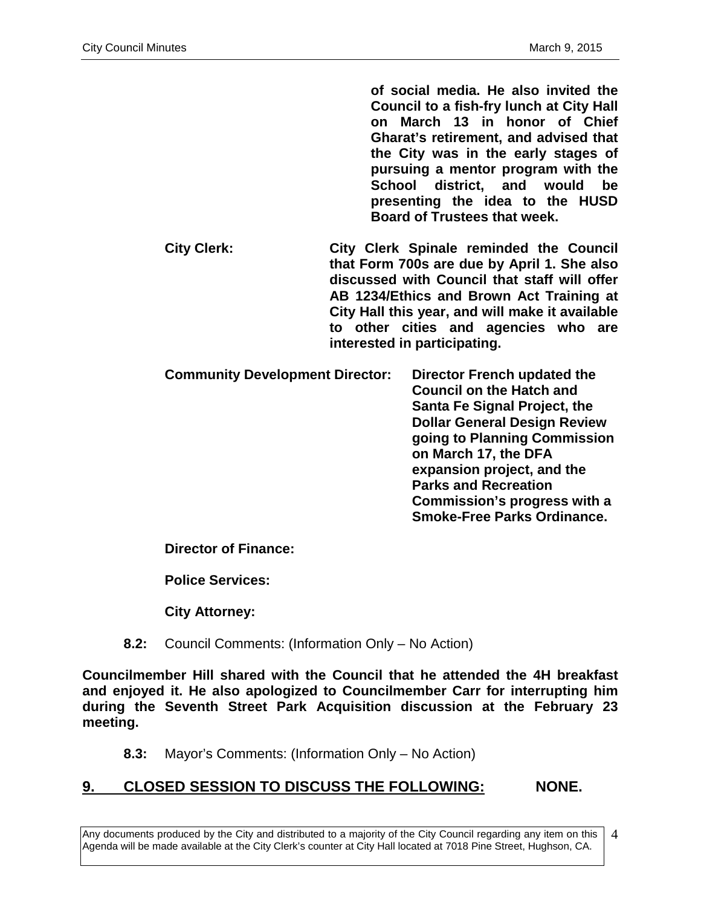**of social media. He also invited the Council to a fish-fry lunch at City Hall on March 13 in honor of Chief Gharat's retirement, and advised that the City was in the early stages of pursuing a mentor program with the School district, and would be presenting the idea to the HUSD Board of Trustees that week.**

**City Clerk:** **City Clerk Spinale reminded the Council that Form 700s are due by April 1. She also discussed with Council that staff will offer AB 1234/Ethics and Brown Act Training at City Hall this year, and will make it available to other cities and agencies who are interested in participating.**

**Community Development Director:** **Director French updated the Council on the Hatch and Santa Fe Signal Project, the Dollar General Design Review going to Planning Commission on March 17, the DFA expansion project, and the Parks and Recreation Commission's progress with a Smoke-Free Parks Ordinance.**

**Director of Finance:**

**Police Services:**

**City Attorney:**

**8.2:** Council Comments: (Information Only – No Action)

**Councilmember Hill shared with the Council that he attended the 4H breakfast and enjoyed it. He also apologized to Councilmember Carr for interrupting him during the Seventh Street Park Acquisition discussion at the February 23 meeting.**

**8.3:** Mayor's Comments: (Information Only – No Action)

## 9. CLOSED SESSION TO DISCUSS THE FOLLOWING: NONE.

Any documents produced by the City and distributed to a majority of the City Council regarding any item on this Agenda will be made available at the City Clerk's counter at City Hall located at 7018 Pine Street, Hughson, CA.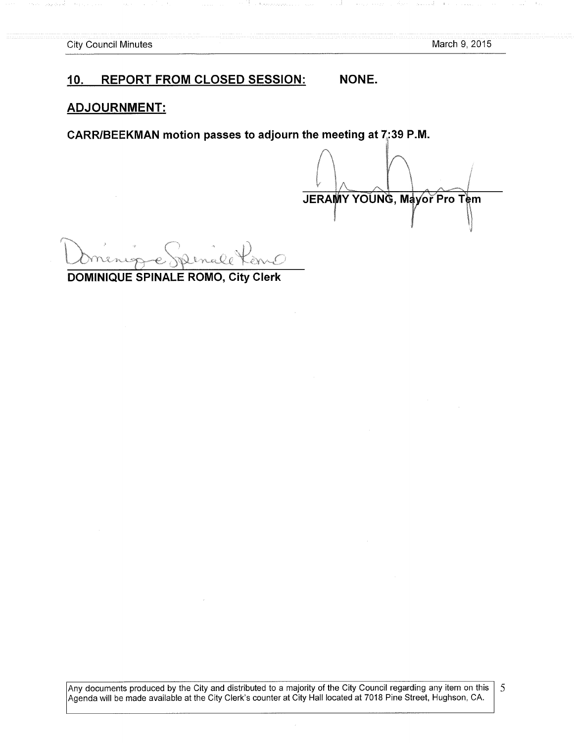## 10. REPORT FROM CLOSED SESSION: NONE.

## ADJOURNMENT:

**CARR/BEEKMAN motion passes to adjourn the meeting at 7:39 P.M.**

**JERAMY YOUNG, Mayor Pro Tem**

**DOMINIQUE SPINALE ROMO, City Clerk**

Any documents produced by the City and distributed to a majority of the City Council regarding any item on this Agenda will be made available at the City Clerk's counter at City Hall located at 7018 Pine Street, Hughson, CA.